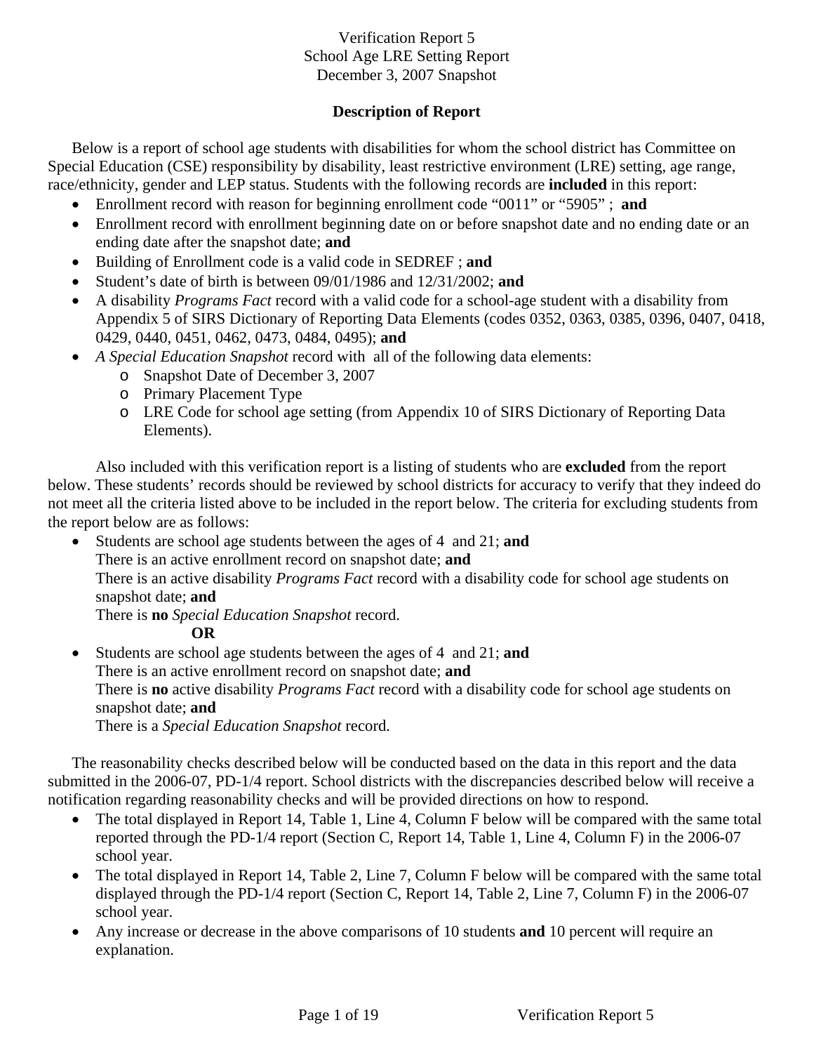Verification Report 5
School Age LRE Setting Report
December 3, 2007 Snapshot

**Description of Report**

Below is a report of school age students with disabilities for whom the school district has Committee on Special Education (CSE) responsibility by disability, least restrictive environment (LRE) setting, age range, race/ethnicity, gender and LEP status. Students with the following records are **included** in this report:

- Enrollment record with reason for beginning enrollment code "0011" or "5905" ; **and**
- Enrollment record with enrollment beginning date on or before snapshot date and no ending date or an ending date after the snapshot date; **and**
- Building of Enrollment code is a valid code in SEDREF ; **and**
- Student's date of birth is between 09/01/1986 and 12/31/2002; **and**
- A disability *Programs Fact* record with a valid code for a school-age student with a disability from Appendix 5 of SIRS Dictionary of Reporting Data Elements (codes 0352, 0363, 0385, 0396, 0407, 0418, 0429, 0440, 0451, 0462, 0473, 0484, 0495); **and**
- *A Special Education Snapshot* record with all of the following data elements:
  - Snapshot Date of December 3, 2007
  - Primary Placement Type
  - LRE Code for school age setting (from Appendix 10 of SIRS Dictionary of Reporting Data Elements).

Also included with this verification report is a listing of students who are **excluded** from the report below. These students' records should be reviewed by school districts for accuracy to verify that they indeed do not meet all the criteria listed above to be included in the report below. The criteria for excluding students from the report below are as follows:

- Students are school age students between the ages of 4 and 21; **and**
  There is an active enrollment record on snapshot date; **and**
  There is an active disability *Programs Fact* record with a disability code for school age students on snapshot date; **and**
  There is **no** *Special Education Snapshot* record.

  **OR**
- Students are school age students between the ages of 4 and 21; **and**
  There is an active enrollment record on snapshot date; **and**
  There is **no** active disability *Programs Fact* record with a disability code for school age students on snapshot date; **and**
  There is a *Special Education Snapshot* record.

The reasonability checks described below will be conducted based on the data in this report and the data submitted in the 2006-07, PD-1/4 report. School districts with the discrepancies described below will receive a notification regarding reasonability checks and will be provided directions on how to respond.

- The total displayed in Report 14, Table 1, Line 4, Column F below will be compared with the same total reported through the PD-1/4 report (Section C, Report 14, Table 1, Line 4, Column F) in the 2006-07 school year.
- The total displayed in Report 14, Table 2, Line 7, Column F below will be compared with the same total displayed through the PD-1/4 report (Section C, Report 14, Table 2, Line 7, Column F) in the 2006-07 school year.
- Any increase or decrease in the above comparisons of 10 students **and** 10 percent will require an explanation.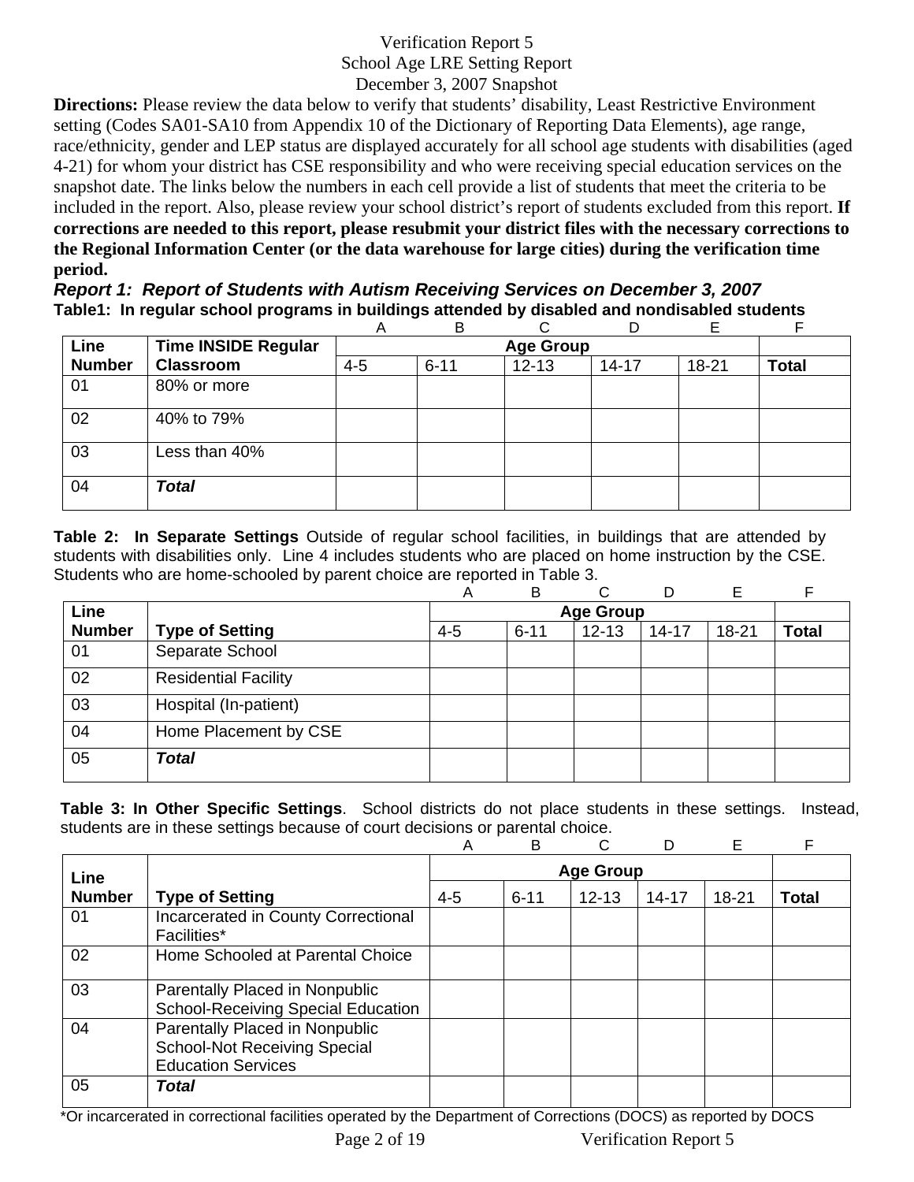Verification Report 5
School Age LRE Setting Report
December 3, 2007 Snapshot

**Directions:** Please review the data below to verify that students' disability, Least Restrictive Environment setting (Codes SA01-SA10 from Appendix 10 of the Dictionary of Reporting Data Elements), age range, race/ethnicity, gender and LEP status are displayed accurately for all school age students with disabilities (aged 4-21) for whom your district has CSE responsibility and who were receiving special education services on the snapshot date. The links below the numbers in each cell provide a list of students that meet the criteria to be included in the report. Also, please review your school district's report of students excluded from this report. **If corrections are needed to this report, please resubmit your district files with the necessary corrections to the Regional Information Center (or the data warehouse for large cities) during the verification time period.**

***Report 1: Report of Students with Autism Receiving Services on December 3, 2007***

**Table1: In regular school programs in buildings attended by disabled and nondisabled students**

| | | A | B | C | D | E | F |
|---|---|---|---|---|---|---|---|
| **Line Number** | **Time INSIDE Regular Classroom** | **Age Group** | | | | | |
| | | 4-5 | 6-11 | 12-13 | 14-17 | 18-21 | **Total** |
| 01 | 80% or more | | | | | | |
| 02 | 40% to 79% | | | | | | |
| 03 | Less than 40% | | | | | | |
| 04 | ***Total*** | | | | | | |

**Table 2: In Separate Settings** Outside of regular school facilities, in buildings that are attended by students with disabilities only. Line 4 includes students who are placed on home instruction by the CSE. Students who are home-schooled by parent choice are reported in Table 3.

| | | A | B | C | D | E | F |
|---|---|---|---|---|---|---|---|
| **Line Number** | **Type of Setting** | **Age Group** | | | | | |
| | | 4-5 | 6-11 | 12-13 | 14-17 | 18-21 | **Total** |
| 01 | Separate School | | | | | | |
| 02 | Residential Facility | | | | | | |
| 03 | Hospital (In-patient) | | | | | | |
| 04 | Home Placement by CSE | | | | | | |
| 05 | ***Total*** | | | | | | |

**Table 3: In Other Specific Settings**. School districts do not place students in these settings. Instead, students are in these settings because of court decisions or parental choice.

| | | A | B | C | D | E | F |
|---|---|---|---|---|---|---|---|
| **Line Number** | **Type of Setting** | **Age Group** | | | | | |
| | | 4-5 | 6-11 | 12-13 | 14-17 | 18-21 | **Total** |
| 01 | Incarcerated in County Correctional Facilities* | | | | | | |
| 02 | Home Schooled at Parental Choice | | | | | | |
| 03 | Parentally Placed in Nonpublic School-Receiving Special Education | | | | | | |
| 04 | Parentally Placed in Nonpublic School-Not Receiving Special Education Services | | | | | | |
| 05 | ***Total*** | | | | | | |

*Or incarcerated in correctional facilities operated by the Department of Corrections (DOCS) as reported by DOCS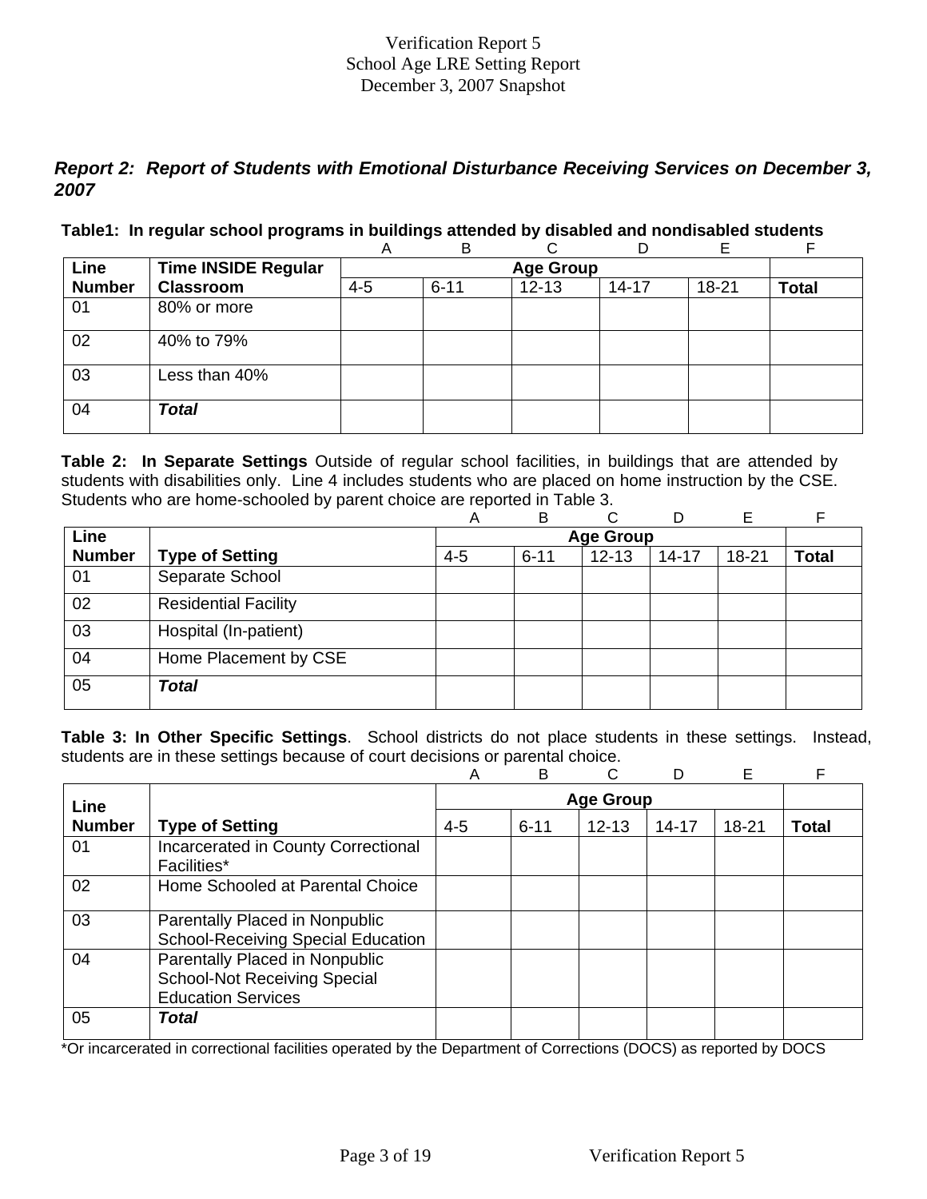Verification Report 5
School Age LRE Setting Report
December 3, 2007 Snapshot

## *Report 2: Report of Students with Emotional Disturbance Receiving Services on December 3, 2007*

**Table1: In regular school programs in buildings attended by disabled and nondisabled students**

| | | A | B | C | D | E | F |
|---|---|---|---|---|---|---|---|
| **Line Number** | **Time INSIDE Regular Classroom** | **Age Group** | | | | | |
| | | 4-5 | 6-11 | 12-13 | 14-17 | 18-21 | **Total** |
| 01 | 80% or more | | | | | | |
| 02 | 40% to 79% | | | | | | |
| 03 | Less than 40% | | | | | | |
| 04 | ***Total*** | | | | | | |

**Table 2: In Separate Settings** Outside of regular school facilities, in buildings that are attended by students with disabilities only. Line 4 includes students who are placed on home instruction by the CSE. Students who are home-schooled by parent choice are reported in Table 3.

| | | A | B | C | D | E | F |
|---|---|---|---|---|---|---|---|
| **Line Number** | **Type of Setting** | **Age Group** | | | | | |
| | | 4-5 | 6-11 | 12-13 | 14-17 | 18-21 | **Total** |
| 01 | Separate School | | | | | | |
| 02 | Residential Facility | | | | | | |
| 03 | Hospital (In-patient) | | | | | | |
| 04 | Home Placement by CSE | | | | | | |
| 05 | ***Total*** | | | | | | |

**Table 3: In Other Specific Settings**. School districts do not place students in these settings. Instead, students are in these settings because of court decisions or parental choice.

| | | A | B | C | D | E | F |
|---|---|---|---|---|---|---|---|
| **Line Number** | **Type of Setting** | **Age Group** | | | | | |
| | | 4-5 | 6-11 | 12-13 | 14-17 | 18-21 | **Total** |
| 01 | Incarcerated in County Correctional Facilities* | | | | | | |
| 02 | Home Schooled at Parental Choice | | | | | | |
| 03 | Parentally Placed in Nonpublic School-Receiving Special Education | | | | | | |
| 04 | Parentally Placed in Nonpublic School-Not Receiving Special Education Services | | | | | | |
| 05 | ***Total*** | | | | | | |

*Or incarcerated in correctional facilities operated by the Department of Corrections (DOCS) as reported by DOCS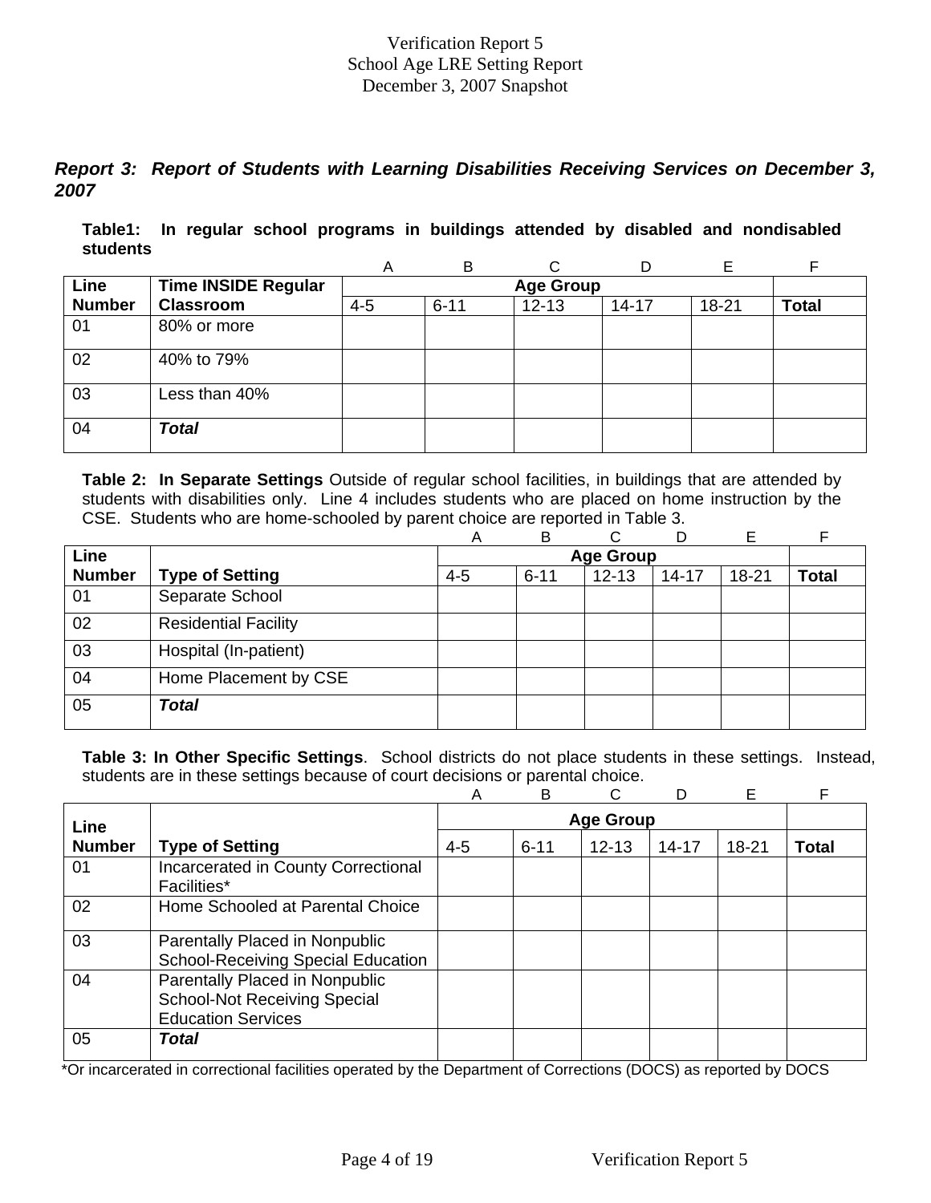Verification Report 5
School Age LRE Setting Report
December 3, 2007 Snapshot

***Report 3: Report of Students with Learning Disabilities Receiving Services on December 3, 2007***

**Table1: In regular school programs in buildings attended by disabled and nondisabled students**

| | | A | B | C | D | E | F |
|---|---|---|---|---|---|---|---|
| **Line Number** | **Time INSIDE Regular Classroom** | **Age Group** | | | | | |
| | | 4-5 | 6-11 | 12-13 | 14-17 | 18-21 | **Total** |
| 01 | 80% or more | | | | | | |
| 02 | 40% to 79% | | | | | | |
| 03 | Less than 40% | | | | | | |
| 04 | ***Total*** | | | | | | |

**Table 2: In Separate Settings** Outside of regular school facilities, in buildings that are attended by students with disabilities only. Line 4 includes students who are placed on home instruction by the CSE. Students who are home-schooled by parent choice are reported in Table 3.

| | | A | B | C | D | E | F |
|---|---|---|---|---|---|---|---|
| **Line Number** | **Type of Setting** | **Age Group** | | | | | |
| | | 4-5 | 6-11 | 12-13 | 14-17 | 18-21 | **Total** |
| 01 | Separate School | | | | | | |
| 02 | Residential Facility | | | | | | |
| 03 | Hospital (In-patient) | | | | | | |
| 04 | Home Placement by CSE | | | | | | |
| 05 | ***Total*** | | | | | | |

**Table 3: In Other Specific Settings**. School districts do not place students in these settings. Instead, students are in these settings because of court decisions or parental choice.

| | | A | B | C | D | E | F |
|---|---|---|---|---|---|---|---|
| **Line Number** | **Type of Setting** | **Age Group** | | | | | |
| | | 4-5 | 6-11 | 12-13 | 14-17 | 18-21 | **Total** |
| 01 | Incarcerated in County Correctional Facilities* | | | | | | |
| 02 | Home Schooled at Parental Choice | | | | | | |
| 03 | Parentally Placed in Nonpublic School-Receiving Special Education | | | | | | |
| 04 | Parentally Placed in Nonpublic School-Not Receiving Special Education Services | | | | | | |
| 05 | ***Total*** | | | | | | |

*Or incarcerated in correctional facilities operated by the Department of Corrections (DOCS) as reported by DOCS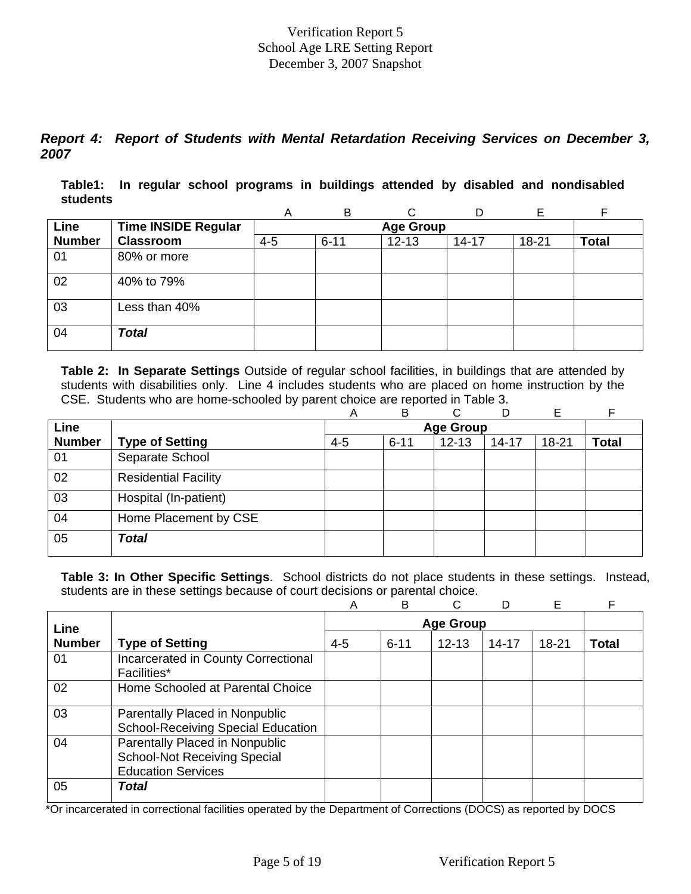### Verification Report 5
### School Age LRE Setting Report
### December 3, 2007 Snapshot

***Report 4: Report of Students with Mental Retardation Receiving Services on December 3, 2007***

**Table1: In regular school programs in buildings attended by disabled and nondisabled students**

| | | A | B | C | D | E | F |
|---|---|---|---|---|---|---|---|
| **Line Number** | **Time INSIDE Regular Classroom** | **Age Group** | | | | | |
| | | 4-5 | 6-11 | 12-13 | 14-17 | 18-21 | **Total** |
| 01 | 80% or more | | | | | | |
| 02 | 40% to 79% | | | | | | |
| 03 | Less than 40% | | | | | | |
| 04 | ***Total*** | | | | | | |

**Table 2: In Separate Settings** Outside of regular school facilities, in buildings that are attended by students with disabilities only. Line 4 includes students who are placed on home instruction by the CSE. Students who are home-schooled by parent choice are reported in Table 3.

| | | A | B | C | D | E | F |
|---|---|---|---|---|---|---|---|
| **Line Number** | **Type of Setting** | **Age Group** | | | | | |
| | | 4-5 | 6-11 | 12-13 | 14-17 | 18-21 | **Total** |
| 01 | Separate School | | | | | | |
| 02 | Residential Facility | | | | | | |
| 03 | Hospital (In-patient) | | | | | | |
| 04 | Home Placement by CSE | | | | | | |
| 05 | ***Total*** | | | | | | |

**Table 3: In Other Specific Settings**. School districts do not place students in these settings. Instead, students are in these settings because of court decisions or parental choice.

| | | A | B | C | D | E | F |
|---|---|---|---|---|---|---|---|
| **Line Number** | **Type of Setting** | **Age Group** | | | | | |
| | | 4-5 | 6-11 | 12-13 | 14-17 | 18-21 | **Total** |
| 01 | Incarcerated in County Correctional Facilities* | | | | | | |
| 02 | Home Schooled at Parental Choice | | | | | | |
| 03 | Parentally Placed in Nonpublic School-Receiving Special Education | | | | | | |
| 04 | Parentally Placed in Nonpublic School-Not Receiving Special Education Services | | | | | | |
| 05 | ***Total*** | | | | | | |

*Or incarcerated in correctional facilities operated by the Department of Corrections (DOCS) as reported by DOCS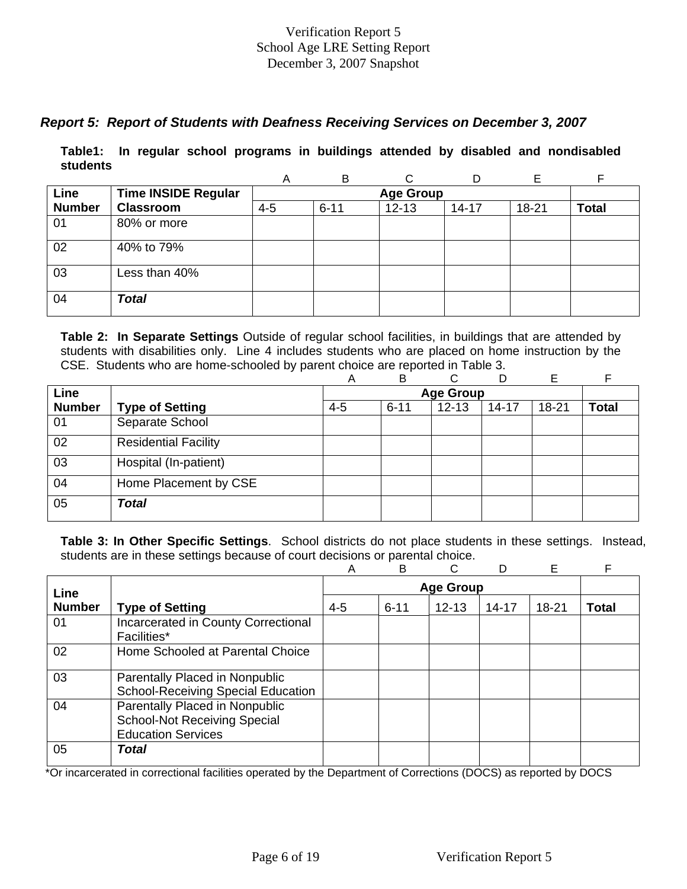Verification Report 5
School Age LRE Setting Report
December 3, 2007 Snapshot

## *Report 5: Report of Students with Deafness Receiving Services on December 3, 2007*

**Table1: In regular school programs in buildings attended by disabled and nondisabled students**

| | | A | B | C | D | E | F |
|---|---|---|---|---|---|---|---|
| **Line Number** | **Time INSIDE Regular Classroom** | **Age Group** | | | | | |
| | | 4-5 | 6-11 | 12-13 | 14-17 | 18-21 | **Total** |
| 01 | 80% or more | | | | | | |
| 02 | 40% to 79% | | | | | | |
| 03 | Less than 40% | | | | | | |
| 04 | ***Total*** | | | | | | |

**Table 2: In Separate Settings** Outside of regular school facilities, in buildings that are attended by students with disabilities only. Line 4 includes students who are placed on home instruction by the CSE. Students who are home-schooled by parent choice are reported in Table 3.

| | | A | B | C | D | E | F |
|---|---|---|---|---|---|---|---|
| **Line Number** | **Type of Setting** | **Age Group** | | | | | |
| | | 4-5 | 6-11 | 12-13 | 14-17 | 18-21 | **Total** |
| 01 | Separate School | | | | | | |
| 02 | Residential Facility | | | | | | |
| 03 | Hospital (In-patient) | | | | | | |
| 04 | Home Placement by CSE | | | | | | |
| 05 | ***Total*** | | | | | | |

**Table 3: In Other Specific Settings**. School districts do not place students in these settings. Instead, students are in these settings because of court decisions or parental choice.

| | | A | B | C | D | E | F |
|---|---|---|---|---|---|---|---|
| **Line Number** | **Type of Setting** | **Age Group** | | | | | |
| | | 4-5 | 6-11 | 12-13 | 14-17 | 18-21 | **Total** |
| 01 | Incarcerated in County Correctional Facilities* | | | | | | |
| 02 | Home Schooled at Parental Choice | | | | | | |
| 03 | Parentally Placed in Nonpublic School-Receiving Special Education | | | | | | |
| 04 | Parentally Placed in Nonpublic School-Not Receiving Special Education Services | | | | | | |
| 05 | ***Total*** | | | | | | |

*Or incarcerated in correctional facilities operated by the Department of Corrections (DOCS) as reported by DOCS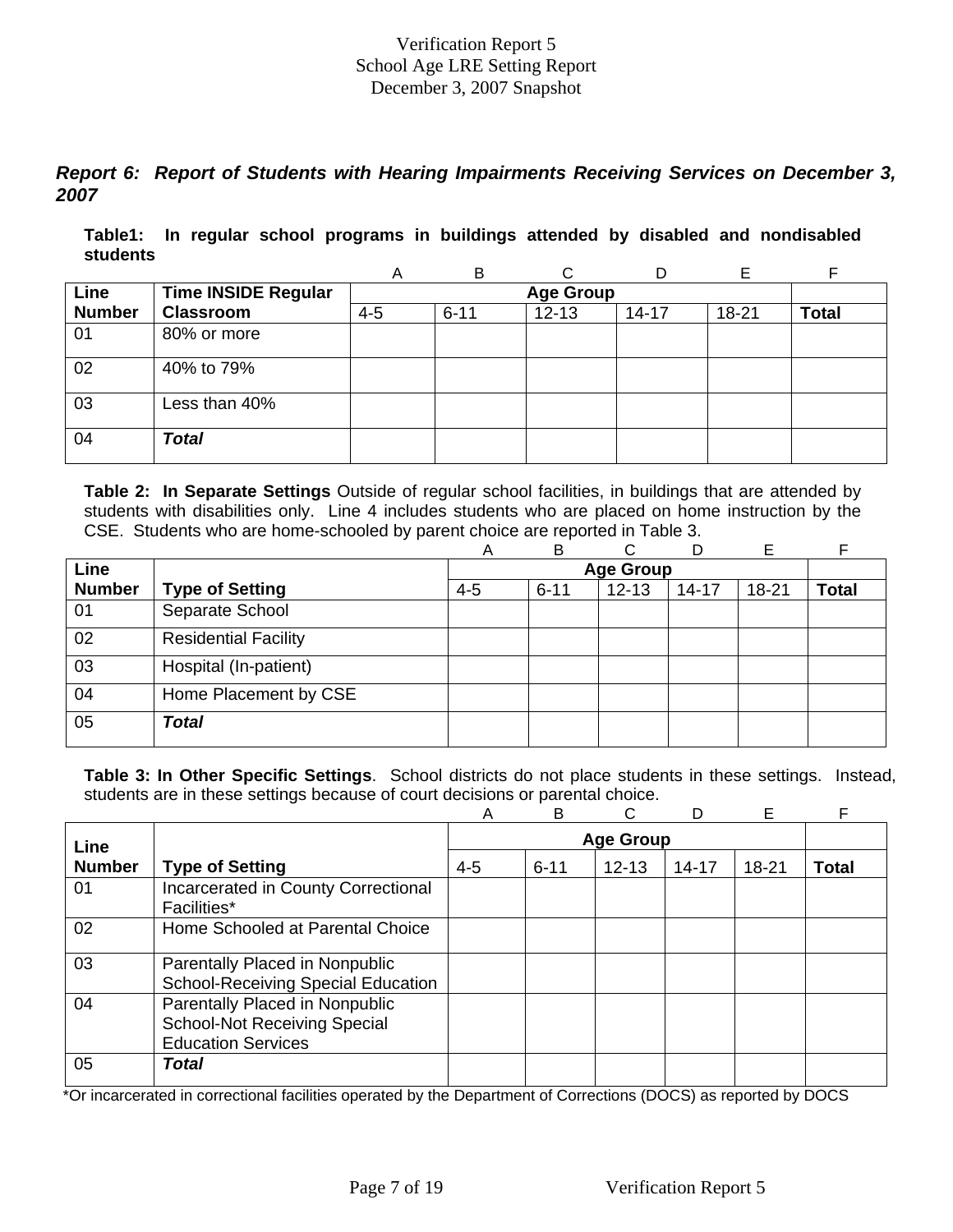*Report 6: Report of Students with Hearing Impairments Receiving Services on December 3, 2007*

**Table1: In regular school programs in buildings attended by disabled and nondisabled students**

| | | A | B | C | D | E | F |
|---|---|---|---|---|---|---|---|
| **Line Number** | **Time INSIDE Regular Classroom** | **Age Group** | | | | | |
| | | 4-5 | 6-11 | 12-13 | 14-17 | 18-21 | **Total** |
| 01 | 80% or more | | | | | | |
| 02 | 40% to 79% | | | | | | |
| 03 | Less than 40% | | | | | | |
| 04 | ***Total*** | | | | | | |

**Table 2: In Separate Settings** Outside of regular school facilities, in buildings that are attended by students with disabilities only. Line 4 includes students who are placed on home instruction by the CSE. Students who are home-schooled by parent choice are reported in Table 3.

| | | A | B | C | D | E | F |
|---|---|---|---|---|---|---|---|
| **Line Number** | **Type of Setting** | **Age Group** | | | | | |
| | | 4-5 | 6-11 | 12-13 | 14-17 | 18-21 | **Total** |
| 01 | Separate School | | | | | | |
| 02 | Residential Facility | | | | | | |
| 03 | Hospital (In-patient) | | | | | | |
| 04 | Home Placement by CSE | | | | | | |
| 05 | ***Total*** | | | | | | |

**Table 3: In Other Specific Settings**. School districts do not place students in these settings. Instead, students are in these settings because of court decisions or parental choice.

| | | A | B | C | D | E | F |
|---|---|---|---|---|---|---|---|
| **Line Number** | **Type of Setting** | **Age Group** | | | | | |
| | | 4-5 | 6-11 | 12-13 | 14-17 | 18-21 | **Total** |
| 01 | Incarcerated in County Correctional Facilities* | | | | | | |
| 02 | Home Schooled at Parental Choice | | | | | | |
| 03 | Parentally Placed in Nonpublic School-Receiving Special Education | | | | | | |
| 04 | Parentally Placed in Nonpublic School-Not Receiving Special Education Services | | | | | | |
| 05 | ***Total*** | | | | | | |

*Or incarcerated in correctional facilities operated by the Department of Corrections (DOCS) as reported by DOCS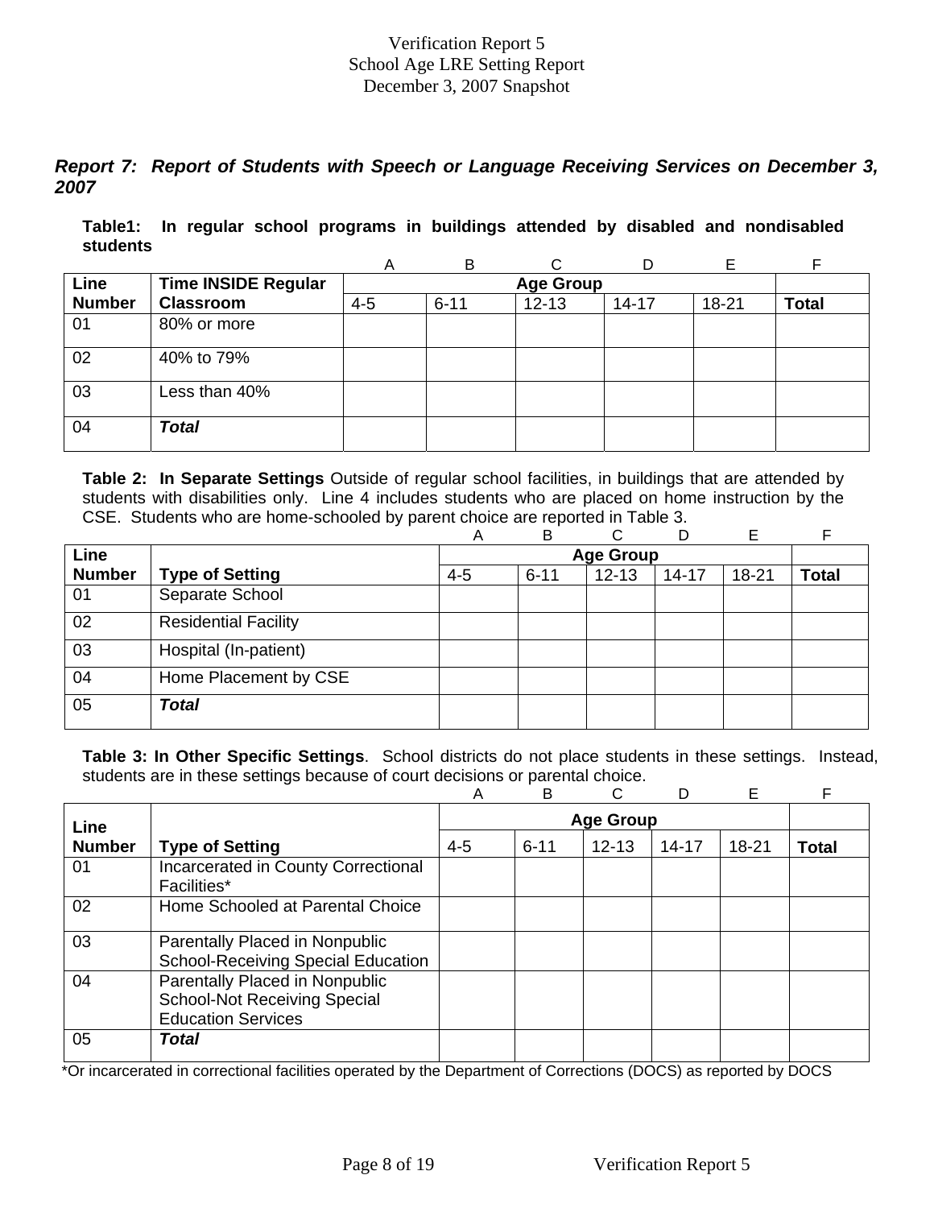Verification Report 5
School Age LRE Setting Report
December 3, 2007 Snapshot

***Report 7: Report of Students with Speech or Language Receiving Services on December 3, 2007***

**Table1: In regular school programs in buildings attended by disabled and nondisabled students**

| | | A | B | C | D | E | F |
|---|---|---|---|---|---|---|---|
| **Line Number** | **Time INSIDE Regular Classroom** | **Age Group** | | | | | |
| | | 4-5 | 6-11 | 12-13 | 14-17 | 18-21 | **Total** |
| 01 | 80% or more | | | | | | |
| 02 | 40% to 79% | | | | | | |
| 03 | Less than 40% | | | | | | |
| 04 | ***Total*** | | | | | | |

**Table 2: In Separate Settings** Outside of regular school facilities, in buildings that are attended by students with disabilities only. Line 4 includes students who are placed on home instruction by the CSE. Students who are home-schooled by parent choice are reported in Table 3.

| | | A | B | C | D | E | F |
|---|---|---|---|---|---|---|---|
| **Line Number** | **Type of Setting** | **Age Group** | | | | | |
| | | 4-5 | 6-11 | 12-13 | 14-17 | 18-21 | **Total** |
| 01 | Separate School | | | | | | |
| 02 | Residential Facility | | | | | | |
| 03 | Hospital (In-patient) | | | | | | |
| 04 | Home Placement by CSE | | | | | | |
| 05 | ***Total*** | | | | | | |

**Table 3: In Other Specific Settings**. School districts do not place students in these settings. Instead, students are in these settings because of court decisions or parental choice.

| | | A | B | C | D | E | F |
|---|---|---|---|---|---|---|---|
| **Line Number** | **Type of Setting** | **Age Group** | | | | | |
| | | 4-5 | 6-11 | 12-13 | 14-17 | 18-21 | **Total** |
| 01 | Incarcerated in County Correctional Facilities* | | | | | | |
| 02 | Home Schooled at Parental Choice | | | | | | |
| 03 | Parentally Placed in Nonpublic School-Receiving Special Education | | | | | | |
| 04 | Parentally Placed in Nonpublic School-Not Receiving Special Education Services | | | | | | |
| 05 | ***Total*** | | | | | | |

*Or incarcerated in correctional facilities operated by the Department of Corrections (DOCS) as reported by DOCS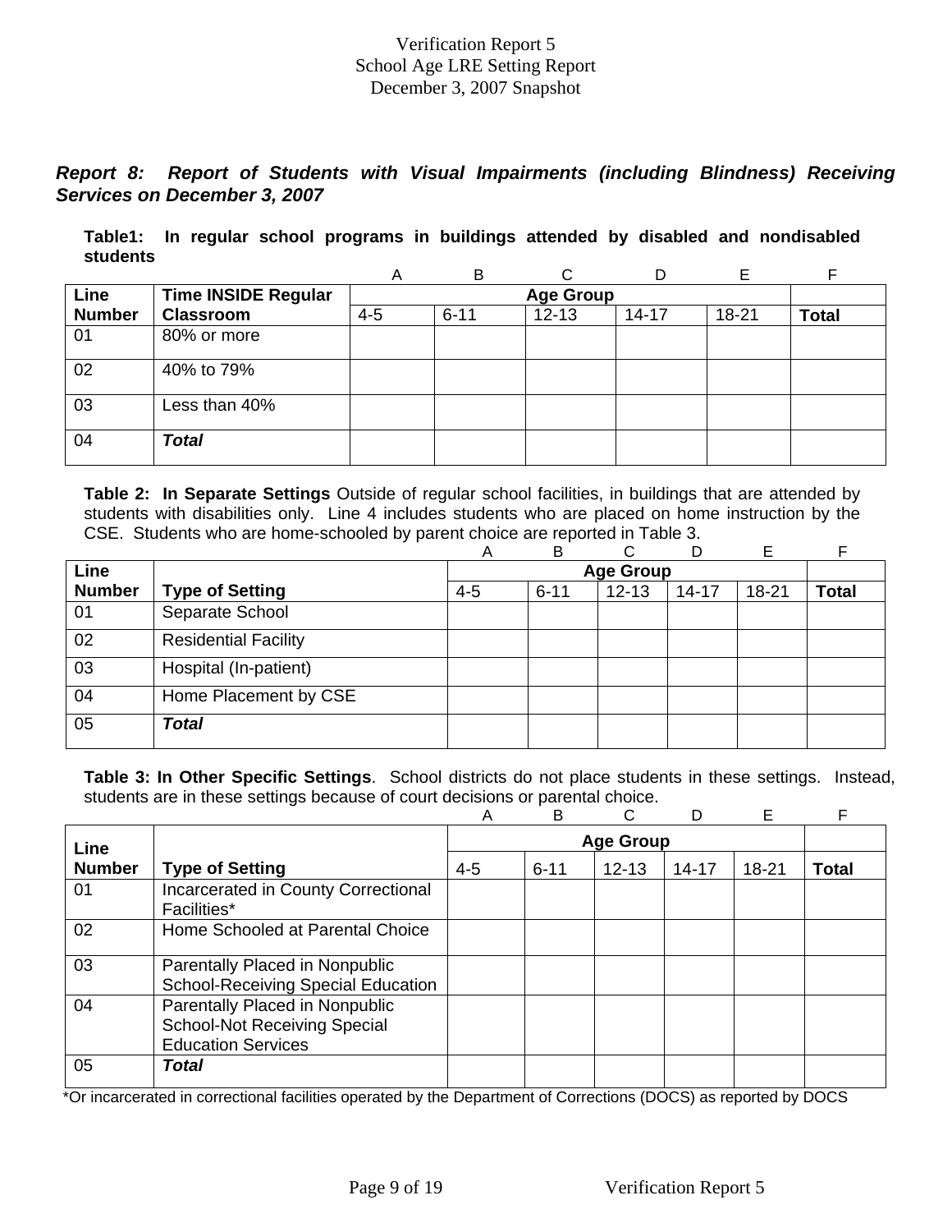Verification Report 5
School Age LRE Setting Report
December 3, 2007 Snapshot

***Report 8: Report of Students with Visual Impairments (including Blindness) Receiving Services on December 3, 2007***

**Table1: In regular school programs in buildings attended by disabled and nondisabled students**

| | | A | B | C | D | E | F |
|---|---|---|---|---|---|---|---|
| **Line Number** | **Time INSIDE Regular Classroom** | **Age Group** | | | | | |
| | | 4-5 | 6-11 | 12-13 | 14-17 | 18-21 | **Total** |
| 01 | 80% or more | | | | | | |
| 02 | 40% to 79% | | | | | | |
| 03 | Less than 40% | | | | | | |
| 04 | ***Total*** | | | | | | |

**Table 2: In Separate Settings** Outside of regular school facilities, in buildings that are attended by students with disabilities only. Line 4 includes students who are placed on home instruction by the CSE. Students who are home-schooled by parent choice are reported in Table 3.

| | | A | B | C | D | E | F |
|---|---|---|---|---|---|---|---|
| **Line Number** | **Type of Setting** | **Age Group** | | | | | |
| | | 4-5 | 6-11 | 12-13 | 14-17 | 18-21 | **Total** |
| 01 | Separate School | | | | | | |
| 02 | Residential Facility | | | | | | |
| 03 | Hospital (In-patient) | | | | | | |
| 04 | Home Placement by CSE | | | | | | |
| 05 | ***Total*** | | | | | | |

**Table 3: In Other Specific Settings**. School districts do not place students in these settings. Instead, students are in these settings because of court decisions or parental choice.

| | | A | B | C | D | E | F |
|---|---|---|---|---|---|---|---|
| **Line Number** | **Type of Setting** | **Age Group** | | | | | |
| | | 4-5 | 6-11 | 12-13 | 14-17 | 18-21 | **Total** |
| 01 | Incarcerated in County Correctional Facilities* | | | | | | |
| 02 | Home Schooled at Parental Choice | | | | | | |
| 03 | Parentally Placed in Nonpublic School-Receiving Special Education | | | | | | |
| 04 | Parentally Placed in Nonpublic School-Not Receiving Special Education Services | | | | | | |
| 05 | ***Total*** | | | | | | |

*Or incarcerated in correctional facilities operated by the Department of Corrections (DOCS) as reported by DOCS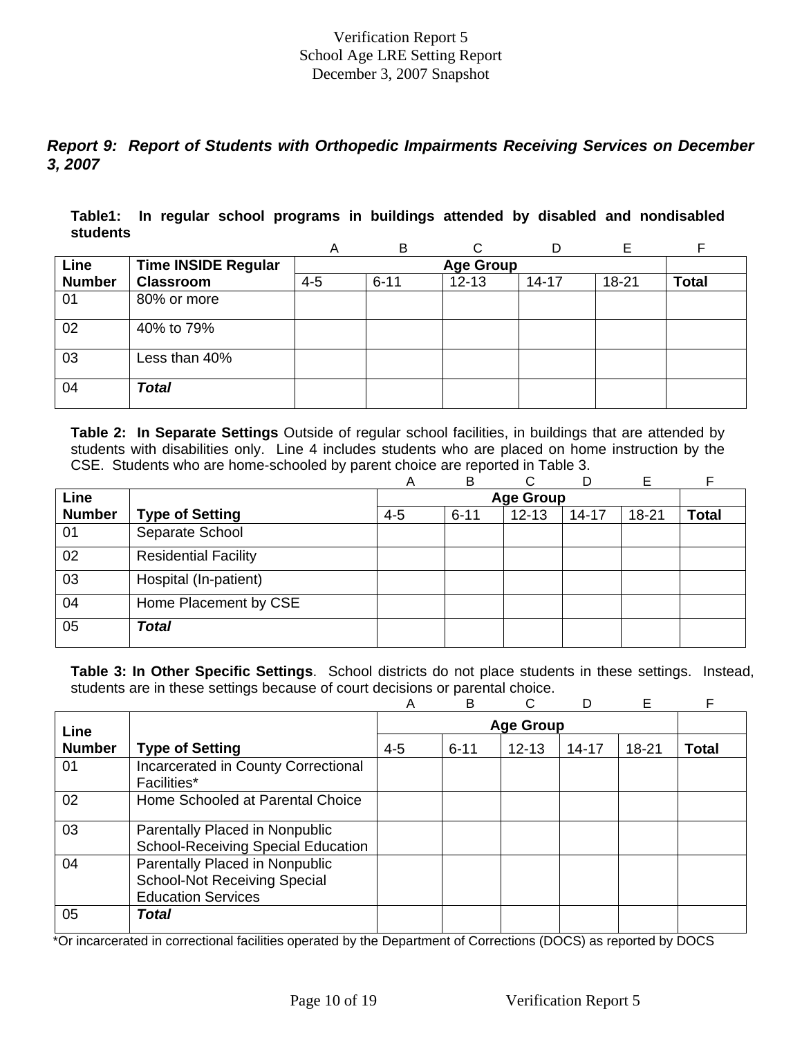Verification Report 5
School Age LRE Setting Report
December 3, 2007 Snapshot

***Report 9: Report of Students with Orthopedic Impairments Receiving Services on December 3, 2007***

**Table1: In regular school programs in buildings attended by disabled and nondisabled students**

| | | A | B | C | D | E | F |
|---|---|---|---|---|---|---|---|
| **Line Number** | **Time INSIDE Regular Classroom** | **Age Group** | | | | | |
| | | 4-5 | 6-11 | 12-13 | 14-17 | 18-21 | **Total** |
| 01 | 80% or more | | | | | | |
| 02 | 40% to 79% | | | | | | |
| 03 | Less than 40% | | | | | | |
| 04 | ***Total*** | | | | | | |

**Table 2: In Separate Settings** Outside of regular school facilities, in buildings that are attended by students with disabilities only. Line 4 includes students who are placed on home instruction by the CSE. Students who are home-schooled by parent choice are reported in Table 3.

| | | A | B | C | D | E | F |
|---|---|---|---|---|---|---|---|
| **Line Number** | **Type of Setting** | **Age Group** | | | | | |
| | | 4-5 | 6-11 | 12-13 | 14-17 | 18-21 | **Total** |
| 01 | Separate School | | | | | | |
| 02 | Residential Facility | | | | | | |
| 03 | Hospital (In-patient) | | | | | | |
| 04 | Home Placement by CSE | | | | | | |
| 05 | ***Total*** | | | | | | |

**Table 3: In Other Specific Settings**. School districts do not place students in these settings. Instead, students are in these settings because of court decisions or parental choice.

| | | A | B | C | D | E | F |
|---|---|---|---|---|---|---|---|
| **Line Number** | **Type of Setting** | **Age Group** | | | | | |
| | | 4-5 | 6-11 | 12-13 | 14-17 | 18-21 | **Total** |
| 01 | Incarcerated in County Correctional Facilities* | | | | | | |
| 02 | Home Schooled at Parental Choice | | | | | | |
| 03 | Parentally Placed in Nonpublic School-Receiving Special Education | | | | | | |
| 04 | Parentally Placed in Nonpublic School-Not Receiving Special Education Services | | | | | | |
| 05 | ***Total*** | | | | | | |

*Or incarcerated in correctional facilities operated by the Department of Corrections (DOCS) as reported by DOCS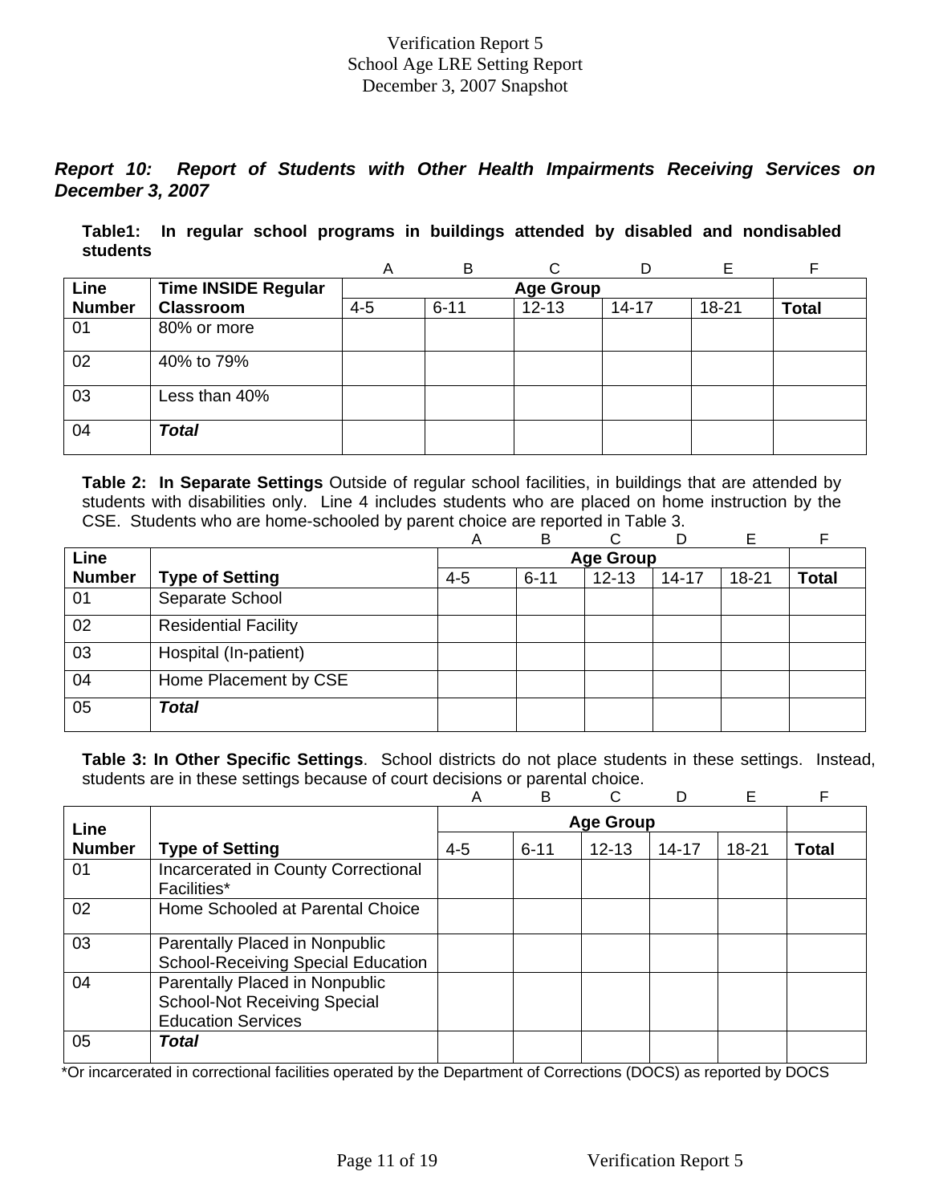Verification Report 5
School Age LRE Setting Report
December 3, 2007 Snapshot

### *Report 10: Report of Students with Other Health Impairments Receiving Services on December 3, 2007*

**Table1: In regular school programs in buildings attended by disabled and nondisabled students**

| | | A | B | C | D | E | F |
|---|---|---|---|---|---|---|---|
| **Line Number** | **Time INSIDE Regular Classroom** | **Age Group** | | | | | |
| | | 4-5 | 6-11 | 12-13 | 14-17 | 18-21 | **Total** |
| 01 | 80% or more | | | | | | |
| 02 | 40% to 79% | | | | | | |
| 03 | Less than 40% | | | | | | |
| 04 | ***Total*** | | | | | | |

**Table 2: In Separate Settings** Outside of regular school facilities, in buildings that are attended by students with disabilities only. Line 4 includes students who are placed on home instruction by the CSE. Students who are home-schooled by parent choice are reported in Table 3.

| | | A | B | C | D | E | F |
|---|---|---|---|---|---|---|---|
| **Line Number** | **Type of Setting** | **Age Group** | | | | | |
| | | 4-5 | 6-11 | 12-13 | 14-17 | 18-21 | **Total** |
| 01 | Separate School | | | | | | |
| 02 | Residential Facility | | | | | | |
| 03 | Hospital (In-patient) | | | | | | |
| 04 | Home Placement by CSE | | | | | | |
| 05 | ***Total*** | | | | | | |

**Table 3: In Other Specific Settings**. School districts do not place students in these settings. Instead, students are in these settings because of court decisions or parental choice.

| | | A | B | C | D | E | F |
|---|---|---|---|---|---|---|---|
| **Line Number** | **Type of Setting** | **Age Group** | | | | | |
| | | 4-5 | 6-11 | 12-13 | 14-17 | 18-21 | **Total** |
| 01 | Incarcerated in County Correctional Facilities* | | | | | | |
| 02 | Home Schooled at Parental Choice | | | | | | |
| 03 | Parentally Placed in Nonpublic School-Receiving Special Education | | | | | | |
| 04 | Parentally Placed in Nonpublic School-Not Receiving Special Education Services | | | | | | |
| 05 | ***Total*** | | | | | | |

*Or incarcerated in correctional facilities operated by the Department of Corrections (DOCS) as reported by DOCS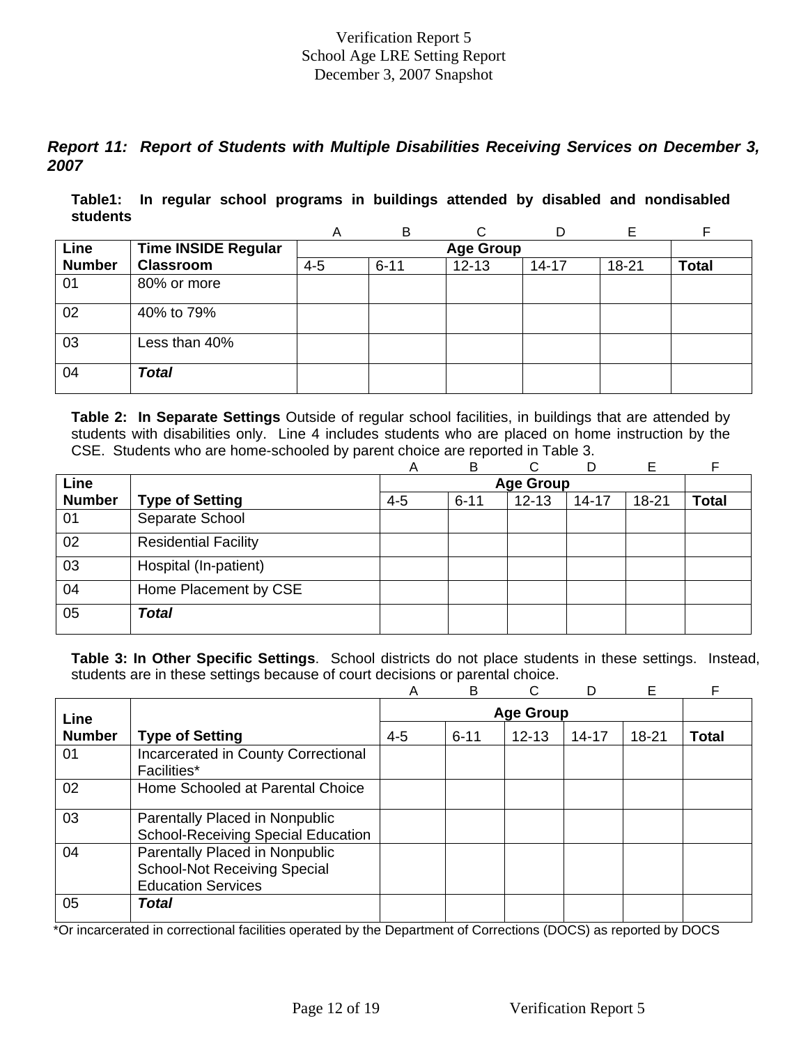Verification Report 5
School Age LRE Setting Report
December 3, 2007 Snapshot

### *Report 11: Report of Students with Multiple Disabilities Receiving Services on December 3, 2007*

**Table1: In regular school programs in buildings attended by disabled and nondisabled students**

| | | A | B | C | D | E | F |
|---|---|---|---|---|---|---|---|
| **Line Number** | **Time INSIDE Regular Classroom** | **Age Group** | | | | | |
| | | 4-5 | 6-11 | 12-13 | 14-17 | 18-21 | **Total** |
| 01 | 80% or more | | | | | | |
| 02 | 40% to 79% | | | | | | |
| 03 | Less than 40% | | | | | | |
| 04 | ***Total*** | | | | | | |

**Table 2: In Separate Settings** Outside of regular school facilities, in buildings that are attended by students with disabilities only. Line 4 includes students who are placed on home instruction by the CSE. Students who are home-schooled by parent choice are reported in Table 3.

| | | A | B | C | D | E | F |
|---|---|---|---|---|---|---|---|
| **Line Number** | **Type of Setting** | **Age Group** | | | | | |
| | | 4-5 | 6-11 | 12-13 | 14-17 | 18-21 | **Total** |
| 01 | Separate School | | | | | | |
| 02 | Residential Facility | | | | | | |
| 03 | Hospital (In-patient) | | | | | | |
| 04 | Home Placement by CSE | | | | | | |
| 05 | ***Total*** | | | | | | |

**Table 3: In Other Specific Settings**. School districts do not place students in these settings. Instead, students are in these settings because of court decisions or parental choice.

| | | A | B | C | D | E | F |
|---|---|---|---|---|---|---|---|
| **Line Number** | **Type of Setting** | **Age Group** | | | | | |
| | | 4-5 | 6-11 | 12-13 | 14-17 | 18-21 | **Total** |
| 01 | Incarcerated in County Correctional Facilities* | | | | | | |
| 02 | Home Schooled at Parental Choice | | | | | | |
| 03 | Parentally Placed in Nonpublic School-Receiving Special Education | | | | | | |
| 04 | Parentally Placed in Nonpublic School-Not Receiving Special Education Services | | | | | | |
| 05 | ***Total*** | | | | | | |

*Or incarcerated in correctional facilities operated by the Department of Corrections (DOCS) as reported by DOCS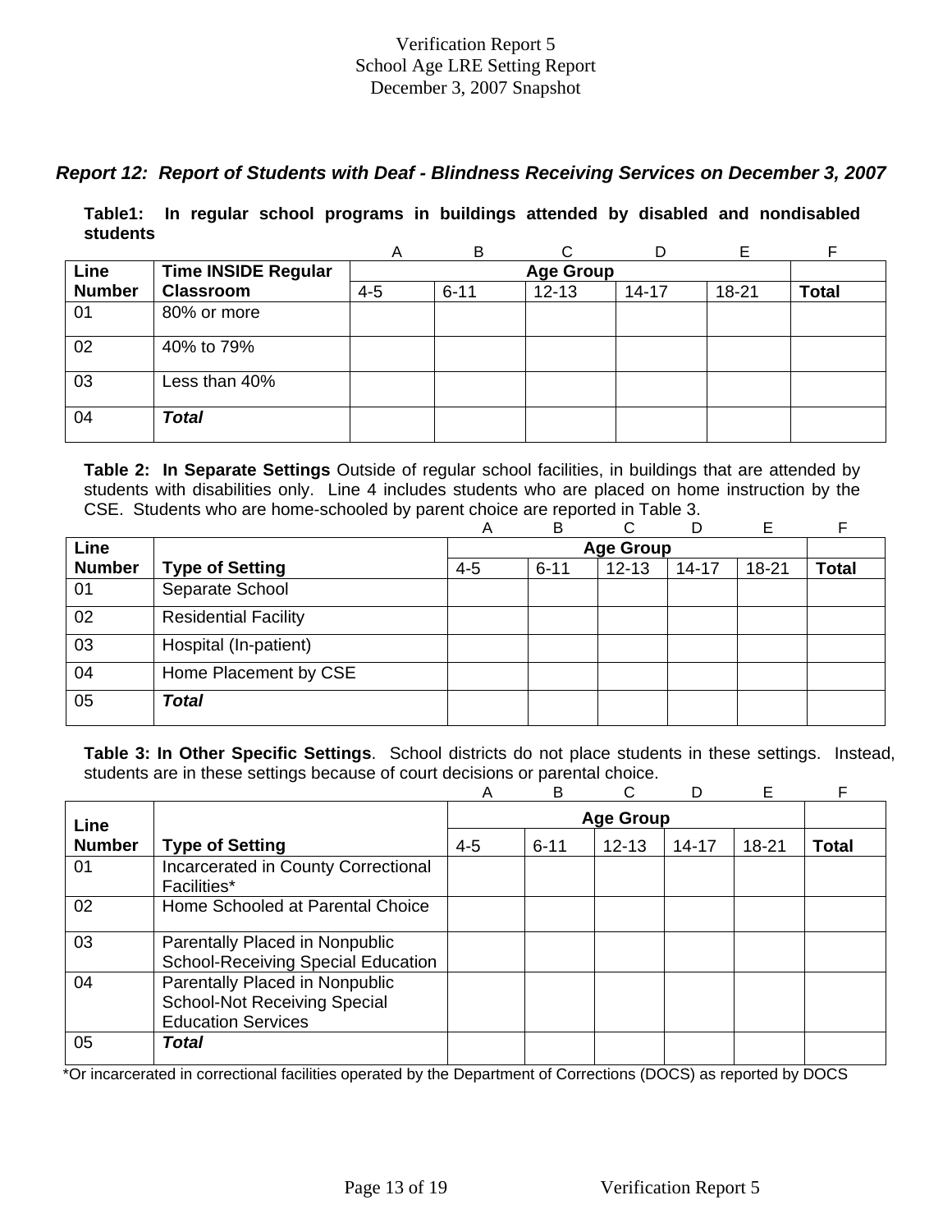Verification Report 5
School Age LRE Setting Report
December 3, 2007 Snapshot

## *Report 12: Report of Students with Deaf - Blindness Receiving Services on December 3, 2007*

**Table1: In regular school programs in buildings attended by disabled and nondisabled students**

| | | A | B | C | D | E | F |
|---|---|---|---|---|---|---|---|
| **Line Number** | **Time INSIDE Regular Classroom** | **Age Group** | | | | | |
| | | 4-5 | 6-11 | 12-13 | 14-17 | 18-21 | **Total** |
| 01 | 80% or more | | | | | | |
| 02 | 40% to 79% | | | | | | |
| 03 | Less than 40% | | | | | | |
| 04 | ***Total*** | | | | | | |

**Table 2: In Separate Settings** Outside of regular school facilities, in buildings that are attended by students with disabilities only. Line 4 includes students who are placed on home instruction by the CSE. Students who are home-schooled by parent choice are reported in Table 3.

| | | A | B | C | D | E | F |
|---|---|---|---|---|---|---|---|
| **Line Number** | **Type of Setting** | **Age Group** | | | | | |
| | | 4-5 | 6-11 | 12-13 | 14-17 | 18-21 | **Total** |
| 01 | Separate School | | | | | | |
| 02 | Residential Facility | | | | | | |
| 03 | Hospital (In-patient) | | | | | | |
| 04 | Home Placement by CSE | | | | | | |
| 05 | ***Total*** | | | | | | |

**Table 3: In Other Specific Settings**. School districts do not place students in these settings. Instead, students are in these settings because of court decisions or parental choice.

| | | A | B | C | D | E | F |
|---|---|---|---|---|---|---|---|
| **Line Number** | **Type of Setting** | **Age Group** | | | | | |
| | | 4-5 | 6-11 | 12-13 | 14-17 | 18-21 | **Total** |
| 01 | Incarcerated in County Correctional Facilities* | | | | | | |
| 02 | Home Schooled at Parental Choice | | | | | | |
| 03 | Parentally Placed in Nonpublic School-Receiving Special Education | | | | | | |
| 04 | Parentally Placed in Nonpublic School-Not Receiving Special Education Services | | | | | | |
| 05 | ***Total*** | | | | | | |

*Or incarcerated in correctional facilities operated by the Department of Corrections (DOCS) as reported by DOCS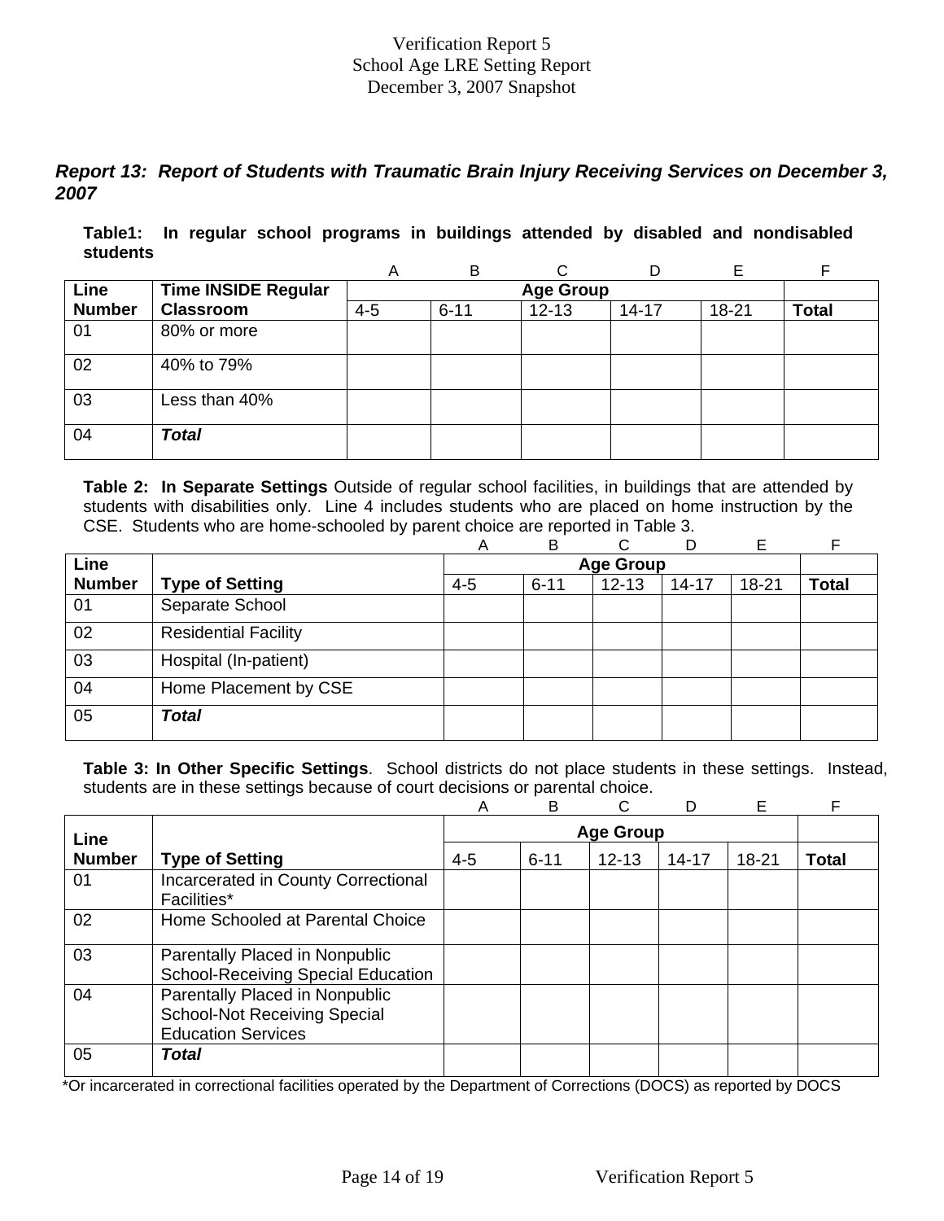Verification Report 5
School Age LRE Setting Report
December 3, 2007 Snapshot

### *Report 13: Report of Students with Traumatic Brain Injury Receiving Services on December 3, 2007*

**Table1: In regular school programs in buildings attended by disabled and nondisabled students**

| | | A | B | C | D | E | F |
|---|---|---|---|---|---|---|---|
| **Line Number** | **Time INSIDE Regular Classroom** | **Age Group** | | | | | |
| | | 4-5 | 6-11 | 12-13 | 14-17 | 18-21 | **Total** |
| 01 | 80% or more | | | | | | |
| 02 | 40% to 79% | | | | | | |
| 03 | Less than 40% | | | | | | |
| 04 | ***Total*** | | | | | | |

**Table 2: In Separate Settings** Outside of regular school facilities, in buildings that are attended by students with disabilities only. Line 4 includes students who are placed on home instruction by the CSE. Students who are home-schooled by parent choice are reported in Table 3.

| | | A | B | C | D | E | F |
|---|---|---|---|---|---|---|---|
| **Line Number** | **Type of Setting** | **Age Group** | | | | | |
| | | 4-5 | 6-11 | 12-13 | 14-17 | 18-21 | **Total** |
| 01 | Separate School | | | | | | |
| 02 | Residential Facility | | | | | | |
| 03 | Hospital (In-patient) | | | | | | |
| 04 | Home Placement by CSE | | | | | | |
| 05 | ***Total*** | | | | | | |

**Table 3: In Other Specific Settings**. School districts do not place students in these settings. Instead, students are in these settings because of court decisions or parental choice.

| | | A | B | C | D | E | F |
|---|---|---|---|---|---|---|---|
| **Line Number** | **Type of Setting** | **Age Group** | | | | | |
| | | 4-5 | 6-11 | 12-13 | 14-17 | 18-21 | **Total** |
| 01 | Incarcerated in County Correctional Facilities* | | | | | | |
| 02 | Home Schooled at Parental Choice | | | | | | |
| 03 | Parentally Placed in Nonpublic School-Receiving Special Education | | | | | | |
| 04 | Parentally Placed in Nonpublic School-Not Receiving Special Education Services | | | | | | |
| 05 | ***Total*** | | | | | | |

*Or incarcerated in correctional facilities operated by the Department of Corrections (DOCS) as reported by DOCS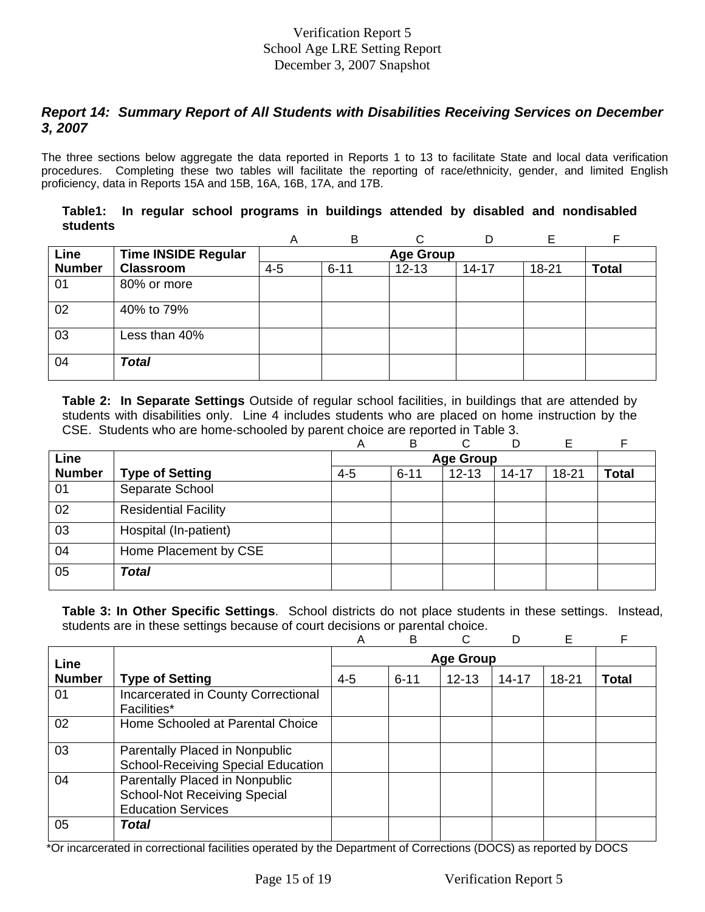Verification Report 5
School Age LRE Setting Report
December 3, 2007 Snapshot

### *Report 14: Summary Report of All Students with Disabilities Receiving Services on December 3, 2007*

The three sections below aggregate the data reported in Reports 1 to 13 to facilitate State and local data verification procedures. Completing these two tables will facilitate the reporting of race/ethnicity, gender, and limited English proficiency, data in Reports 15A and 15B, 16A, 16B, 17A, and 17B.

**Table1: In regular school programs in buildings attended by disabled and nondisabled students**

| | | A | B | C | D | E | F |
|---|---|---|---|---|---|---|---|
| **Line Number** | **Time INSIDE Regular Classroom** | **Age Group** | | | | | |
| | | 4-5 | 6-11 | 12-13 | 14-17 | 18-21 | **Total** |
| 01 | 80% or more | | | | | | |
| 02 | 40% to 79% | | | | | | |
| 03 | Less than 40% | | | | | | |
| 04 | ***Total*** | | | | | | |

**Table 2: In Separate Settings** Outside of regular school facilities, in buildings that are attended by students with disabilities only. Line 4 includes students who are placed on home instruction by the CSE. Students who are home-schooled by parent choice are reported in Table 3.

| | | A | B | C | D | E | F |
|---|---|---|---|---|---|---|---|
| **Line Number** | **Type of Setting** | **Age Group** | | | | | |
| | | 4-5 | 6-11 | 12-13 | 14-17 | 18-21 | **Total** |
| 01 | Separate School | | | | | | |
| 02 | Residential Facility | | | | | | |
| 03 | Hospital (In-patient) | | | | | | |
| 04 | Home Placement by CSE | | | | | | |
| 05 | ***Total*** | | | | | | |

**Table 3: In Other Specific Settings**. School districts do not place students in these settings. Instead, students are in these settings because of court decisions or parental choice.

| | | A | B | C | D | E | F |
|---|---|---|---|---|---|---|---|
| **Line Number** | **Type of Setting** | **Age Group** | | | | | |
| | | 4-5 | 6-11 | 12-13 | 14-17 | 18-21 | **Total** |
| 01 | Incarcerated in County Correctional Facilities* | | | | | | |
| 02 | Home Schooled at Parental Choice | | | | | | |
| 03 | Parentally Placed in Nonpublic School-Receiving Special Education | | | | | | |
| 04 | Parentally Placed in Nonpublic School-Not Receiving Special Education Services | | | | | | |
| 05 | ***Total*** | | | | | | |

*Or incarcerated in correctional facilities operated by the Department of Corrections (DOCS) as reported by DOCS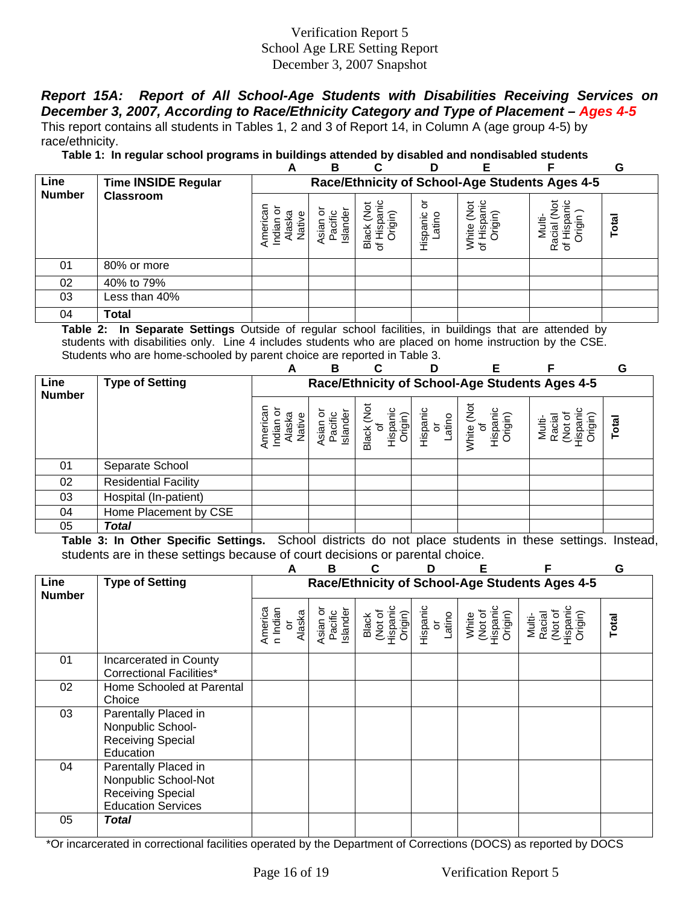Verification Report 5
School Age LRE Setting Report
December 3, 2007 Snapshot

## *Report 15A: Report of All School-Age Students with Disabilities Receiving Services on December 3, 2007, According to Race/Ethnicity Category and Type of Placement – Ages 4-5*

This report contains all students in Tables 1, 2 and 3 of Report 14, in Column A (age group 4-5) by race/ethnicity.

**Table 1: In regular school programs in buildings attended by disabled and nondisabled students**

| | | A | B | C | D | E | F | G |
|---|---|---|---|---|---|---|---|---|
| **Line Number** | **Time INSIDE Regular Classroom** | **Race/Ethnicity of School-Age Students Ages 4-5** | | | | | | |
| | | American Indian or Alaska Native | Asian or Pacific Islander | Black (Not of Hispanic Origin) | Hispanic or Latino | White (Not of Hispanic Origin) | Multi-Racial (Not of Hispanic Origin ) | **Total** |
| 01 | 80% or more | | | | | | | |
| 02 | 40% to 79% | | | | | | | |
| 03 | Less than 40% | | | | | | | |
| 04 | **Total** | | | | | | | |

**Table 2: In Separate Settings** Outside of regular school facilities, in buildings that are attended by students with disabilities only. Line 4 includes students who are placed on home instruction by the CSE. Students who are home-schooled by parent choice are reported in Table 3.

| | | A | B | C | D | E | F | G |
|---|---|---|---|---|---|---|---|---|
| **Line Number** | **Type of Setting** | **Race/Ethnicity of School-Age Students Ages 4-5** | | | | | | |
| | | American Indian or Alaska Native | Asian or Pacific Islander | Black (Not of Hispanic Origin) | Hispanic or Latino | White (Not of Hispanic Origin) | Multi-Racial (Not of Hispanic Origin) | **Total** |
| 01 | Separate School | | | | | | | |
| 02 | Residential Facility | | | | | | | |
| 03 | Hospital (In-patient) | | | | | | | |
| 04 | Home Placement by CSE | | | | | | | |
| 05 | ***Total*** | | | | | | | |

**Table 3: In Other Specific Settings.** School districts do not place students in these settings. Instead, students are in these settings because of court decisions or parental choice.

| | | A | B | C | D | E | F | G |
|---|---|---|---|---|---|---|---|---|
| **Line Number** | **Type of Setting** | **Race/Ethnicity of School-Age Students Ages 4-5** | | | | | | |
| | | American Indian or Alaska | Asian or Pacific Islander | Black (Not of Hispanic Origin) | Hispanic or Latino | White (Not of Hispanic Origin) | Multi-Racial (Not of Hispanic Origin) | **Total** |
| 01 | Incarcerated in County Correctional Facilities* | | | | | | | |
| 02 | Home Schooled at Parental Choice | | | | | | | |
| 03 | Parentally Placed in Nonpublic School-Receiving Special Education | | | | | | | |
| 04 | Parentally Placed in Nonpublic School-Not Receiving Special Education Services | | | | | | | |
| 05 | ***Total*** | | | | | | | |

*Or incarcerated in correctional facilities operated by the Department of Corrections (DOCS) as reported by DOCS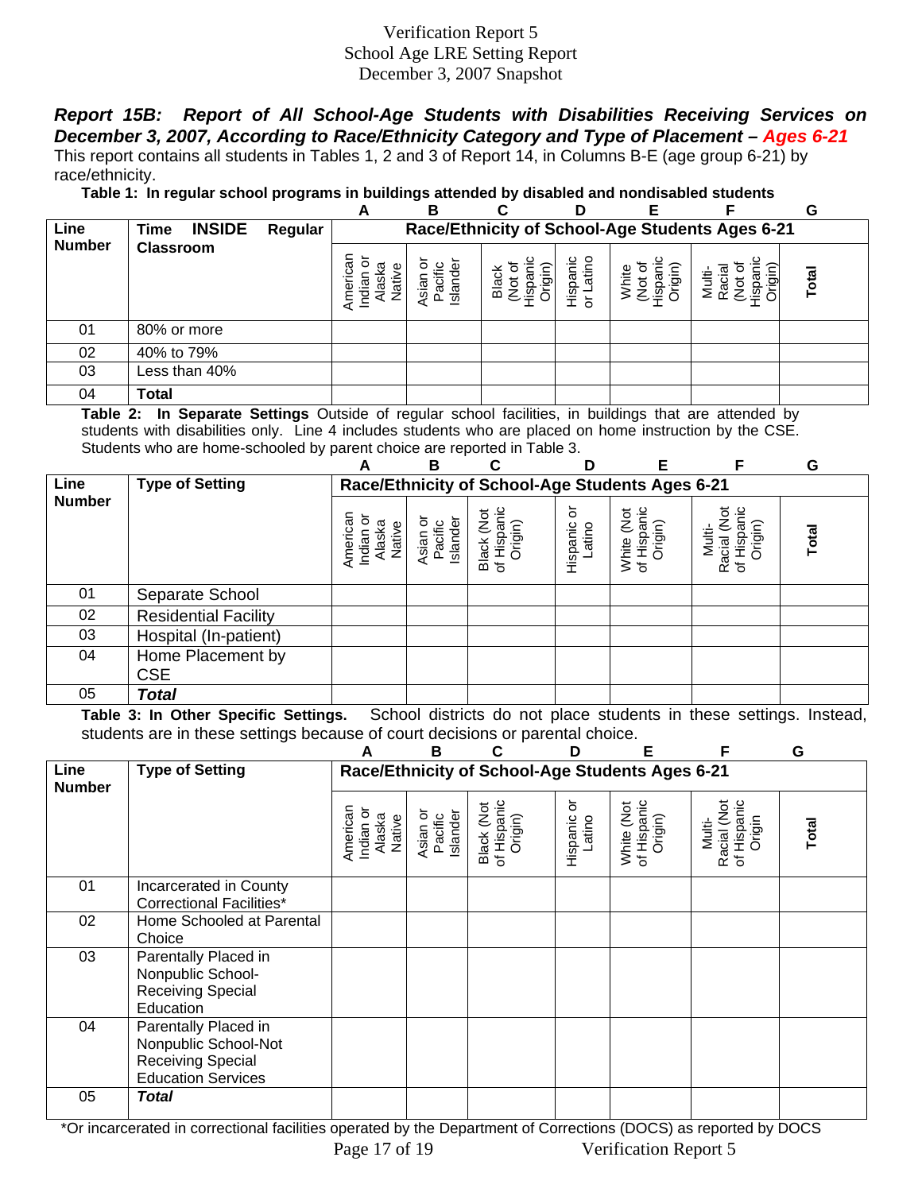Verification Report 5
School Age LRE Setting Report
December 3, 2007 Snapshot

***Report 15B: Report of All School-Age Students with Disabilities Receiving Services on December 3, 2007, According to Race/Ethnicity Category and Type of Placement – Ages 6-21***

This report contains all students in Tables 1, 2 and 3 of Report 14, in Columns B-E (age group 6-21) by race/ethnicity.

**Table 1: In regular school programs in buildings attended by disabled and nondisabled students**

| | | A | B | C | D | E | F | G |
|---|---|---|---|---|---|---|---|---|
| **Line Number** | **Time INSIDE Regular Classroom** | **Race/Ethnicity of School-Age Students Ages 6-21** | | | | | | |
| | | American Indian or Alaska Native | Asian or Pacific Islander | Black (Not of Hispanic Origin) | Hispanic or Latino | White (Not of Hispanic Origin) | Multi-Racial (Not of Hispanic Origin) | **Total** |
| 01 | 80% or more | | | | | | | |
| 02 | 40% to 79% | | | | | | | |
| 03 | Less than 40% | | | | | | | |
| 04 | **Total** | | | | | | | |

**Table 2: In Separate Settings** Outside of regular school facilities, in buildings that are attended by students with disabilities only. Line 4 includes students who are placed on home instruction by the CSE. Students who are home-schooled by parent choice are reported in Table 3.

| | | A | B | C | D | E | F | G |
|---|---|---|---|---|---|---|---|---|
| **Line Number** | **Type of Setting** | **Race/Ethnicity of School-Age Students Ages 6-21** | | | | | | |
| | | American Indian or Alaska Native | Asian or Pacific Islander | Black (Not of Hispanic Origin) | Hispanic or Latino | White (Not of Hispanic Origin) | Multi-Racial (Not of Hispanic Origin) | **Total** |
| 01 | Separate School | | | | | | | |
| 02 | Residential Facility | | | | | | | |
| 03 | Hospital (In-patient) | | | | | | | |
| 04 | Home Placement by CSE | | | | | | | |
| 05 | ***Total*** | | | | | | | |

**Table 3: In Other Specific Settings.** School districts do not place students in these settings. Instead, students are in these settings because of court decisions or parental choice.

| | | A | B | C | D | E | F | G |
|---|---|---|---|---|---|---|---|---|
| **Line Number** | **Type of Setting** | **Race/Ethnicity of School-Age Students Ages 6-21** | | | | | | |
| | | American Indian or Alaska Native | Asian or Pacific Islander | Black (Not of Hispanic Origin) | Hispanic or Latino | White (Not of Hispanic Origin) | Multi-Racial (Not of Hispanic Origin | **Total** |
| 01 | Incarcerated in County Correctional Facilities* | | | | | | | |
| 02 | Home Schooled at Parental Choice | | | | | | | |
| 03 | Parentally Placed in Nonpublic School-Receiving Special Education | | | | | | | |
| 04 | Parentally Placed in Nonpublic School-Not Receiving Special Education Services | | | | | | | |
| 05 | ***Total*** | | | | | | | |

*Or incarcerated in correctional facilities operated by the Department of Corrections (DOCS) as reported by DOCS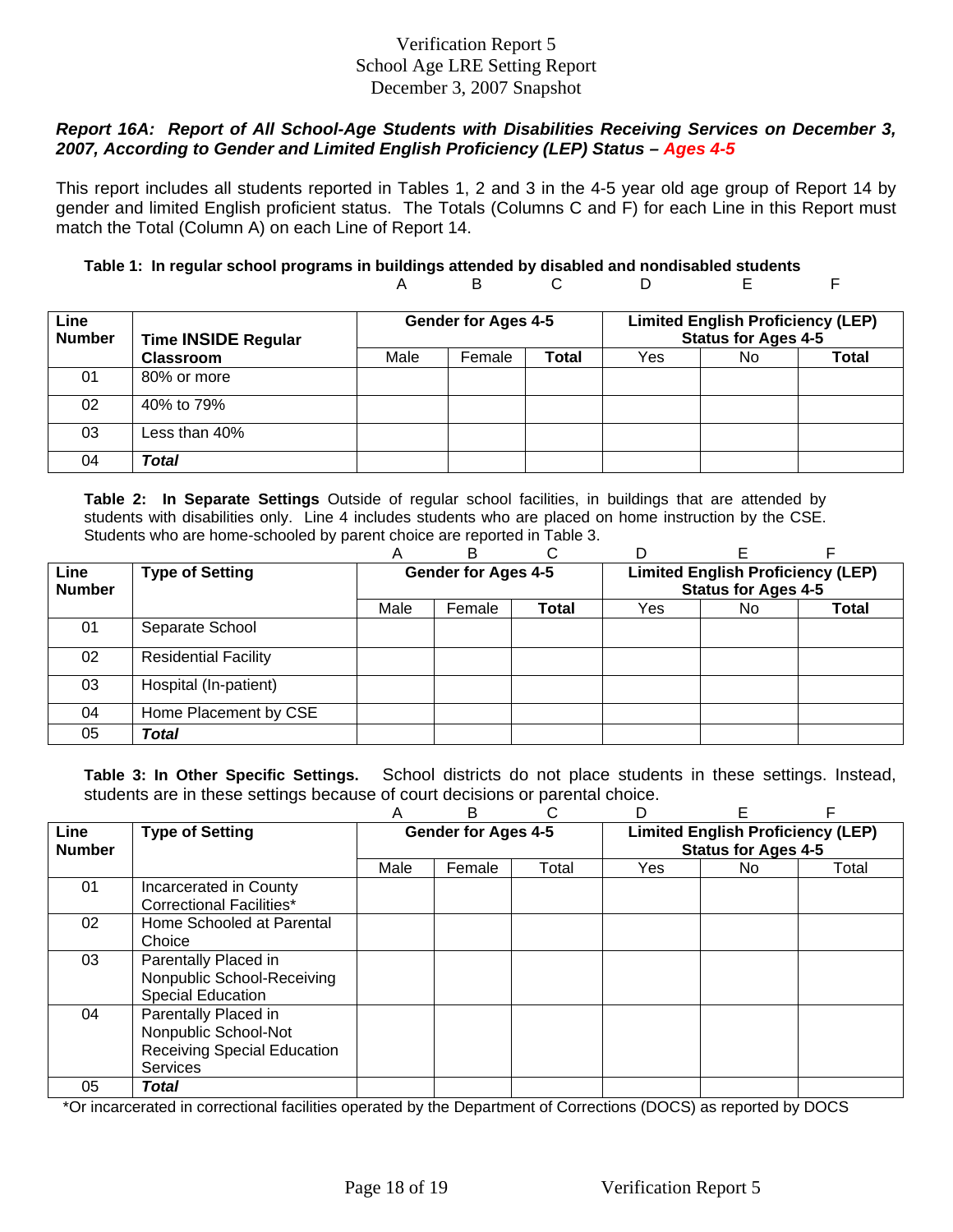# Verification Report 5
# School Age LRE Setting Report
# December 3, 2007 Snapshot

***Report 16A: Report of All School-Age Students with Disabilities Receiving Services on December 3, 2007, According to Gender and Limited English Proficiency (LEP) Status – Ages 4-5***

This report includes all students reported in Tables 1, 2 and 3 in the 4-5 year old age group of Report 14 by gender and limited English proficient status. The Totals (Columns C and F) for each Line in this Report must match the Total (Column A) on each Line of Report 14.

**Table 1: In regular school programs in buildings attended by disabled and nondisabled students**

| | | A | B | C | D | E | F |
|---|---|---|---|---|---|---|---|
| **Line Number** | **Time INSIDE Regular Classroom** | **Gender for Ages 4-5** | | | **Limited English Proficiency (LEP) Status for Ages 4-5** | | |
| | | Male | Female | **Total** | Yes | No | **Total** |
| 01 | 80% or more | | | | | | |
| 02 | 40% to 79% | | | | | | |
| 03 | Less than 40% | | | | | | |
| 04 | ***Total*** | | | | | | |

**Table 2: In Separate Settings** Outside of regular school facilities, in buildings that are attended by students with disabilities only. Line 4 includes students who are placed on home instruction by the CSE. Students who are home-schooled by parent choice are reported in Table 3.

| | | A | B | C | D | E | F |
|---|---|---|---|---|---|---|---|
| **Line Number** | **Type of Setting** | **Gender for Ages 4-5** | | | **Limited English Proficiency (LEP) Status for Ages 4-5** | | |
| | | Male | Female | **Total** | Yes | No | **Total** |
| 01 | Separate School | | | | | | |
| 02 | Residential Facility | | | | | | |
| 03 | Hospital (In-patient) | | | | | | |
| 04 | Home Placement by CSE | | | | | | |
| 05 | ***Total*** | | | | | | |

**Table 3: In Other Specific Settings.** School districts do not place students in these settings. Instead, students are in these settings because of court decisions or parental choice.

| | | A | B | C | D | E | F |
|---|---|---|---|---|---|---|---|
| **Line Number** | **Type of Setting** | **Gender for Ages 4-5** | | | **Limited English Proficiency (LEP) Status for Ages 4-5** | | |
| | | Male | Female | Total | Yes | No | Total |
| 01 | Incarcerated in County Correctional Facilities* | | | | | | |
| 02 | Home Schooled at Parental Choice | | | | | | |
| 03 | Parentally Placed in Nonpublic School-Receiving Special Education | | | | | | |
| 04 | Parentally Placed in Nonpublic School-Not Receiving Special Education Services | | | | | | |
| 05 | ***Total*** | | | | | | |

*Or incarcerated in correctional facilities operated by the Department of Corrections (DOCS) as reported by DOCS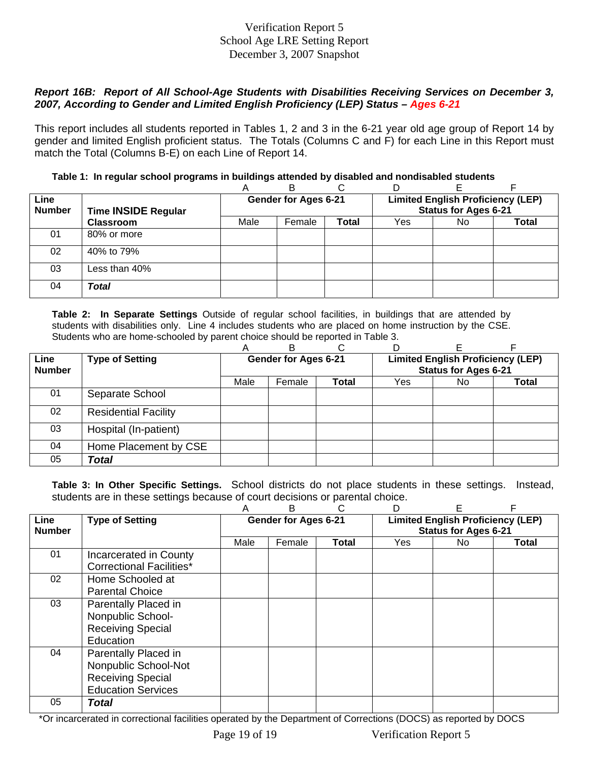Verification Report 5
School Age LRE Setting Report
December 3, 2007 Snapshot

***Report 16B: Report of All School-Age Students with Disabilities Receiving Services on December 3, 2007, According to Gender and Limited English Proficiency (LEP) Status – Ages 6-21***

This report includes all students reported in Tables 1, 2 and 3 in the 6-21 year old age group of Report 14 by gender and limited English proficient status. The Totals (Columns C and F) for each Line in this Report must match the Total (Columns B-E) on each Line of Report 14.

**Table 1: In regular school programs in buildings attended by disabled and nondisabled students**

| | | A | B | C | D | E | F |
|---|---|---|---|---|---|---|---|
| **Line Number** | **Time INSIDE Regular Classroom** | **Gender for Ages 6-21** | | | **Limited English Proficiency (LEP) Status for Ages 6-21** | | |
| | | Male | Female | **Total** | Yes | No | **Total** |
| 01 | 80% or more | | | | | | |
| 02 | 40% to 79% | | | | | | |
| 03 | Less than 40% | | | | | | |
| 04 | ***Total*** | | | | | | |

**Table 2: In Separate Settings** Outside of regular school facilities, in buildings that are attended by students with disabilities only. Line 4 includes students who are placed on home instruction by the CSE. Students who are home-schooled by parent choice should be reported in Table 3.

| | | A | B | C | D | E | F |
|---|---|---|---|---|---|---|---|
| **Line Number** | **Type of Setting** | **Gender for Ages 6-21** | | | **Limited English Proficiency (LEP) Status for Ages 6-21** | | |
| | | Male | Female | **Total** | Yes | No | **Total** |
| 01 | Separate School | | | | | | |
| 02 | Residential Facility | | | | | | |
| 03 | Hospital (In-patient) | | | | | | |
| 04 | Home Placement by CSE | | | | | | |
| 05 | ***Total*** | | | | | | |

**Table 3: In Other Specific Settings.** School districts do not place students in these settings. Instead, students are in these settings because of court decisions or parental choice.

| | | A | B | C | D | E | F |
|---|---|---|---|---|---|---|---|
| **Line Number** | **Type of Setting** | **Gender for Ages 6-21** | | | **Limited English Proficiency (LEP) Status for Ages 6-21** | | |
| | | Male | Female | **Total** | Yes | No | **Total** |
| 01 | Incarcerated in County Correctional Facilities* | | | | | | |
| 02 | Home Schooled at Parental Choice | | | | | | |
| 03 | Parentally Placed in Nonpublic School-Receiving Special Education | | | | | | |
| 04 | Parentally Placed in Nonpublic School-Not Receiving Special Education Services | | | | | | |
| 05 | ***Total*** | | | | | | |

*Or incarcerated in correctional facilities operated by the Department of Corrections (DOCS) as reported by DOCS